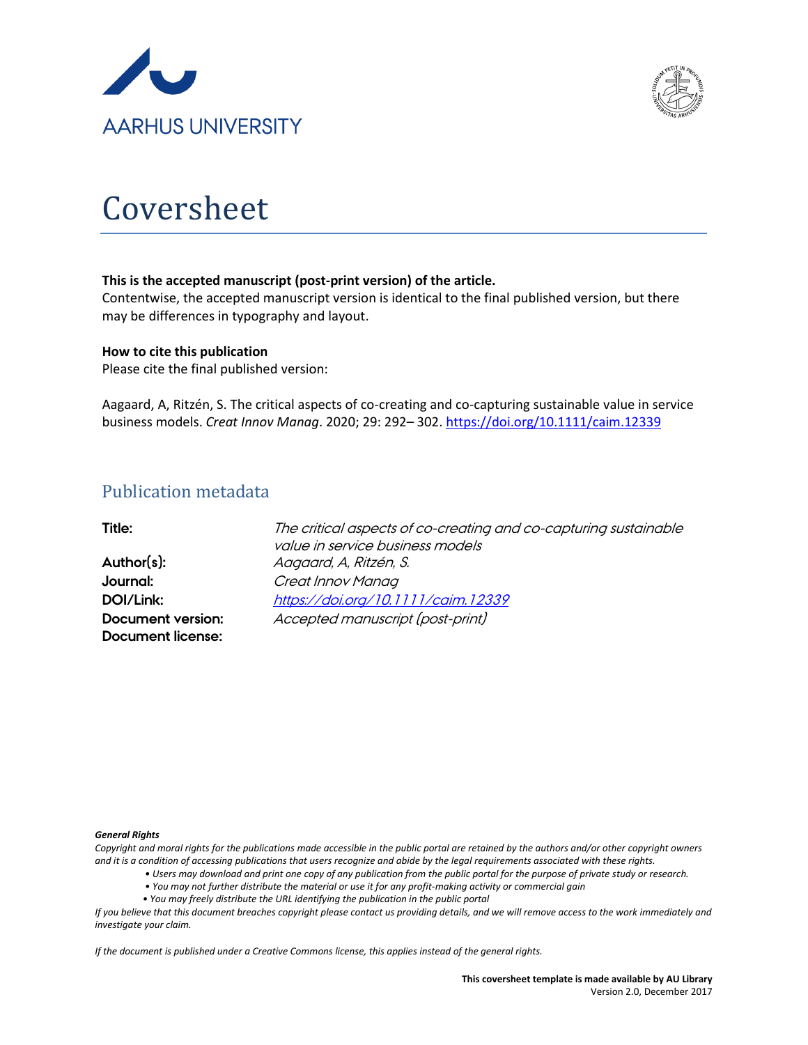AARHUS UNIVERSITY

# Coversheet

**This is the accepted manuscript (post-print version) of the article.**
Contentwise, the accepted manuscript version is identical to the final published version, but there may be differences in typography and layout.

**How to cite this publication**
Please cite the final published version:

Aagaard, A, Ritzén, S. The critical aspects of co-creating and co-capturing sustainable value in service business models. *Creat Innov Manag*. 2020; 29: 292– 302. https://doi.org/10.1111/caim.12339

## Publication metadata

| | |
|---|---|
| **Title:** | *The critical aspects of co-creating and co-capturing sustainable value in service business models* |
| **Author(s):** | *Aagaard, A, Ritzén, S.* |
| **Journal:** | *Creat Innov Manag* |
| **DOI/Link:** | *https://doi.org/10.1111/caim.12339* |
| **Document version:** | *Accepted manuscript (post-print)* |
| **Document license:** | |

***General Rights***

*Copyright and moral rights for the publications made accessible in the public portal are retained by the authors and/or other copyright owners and it is a condition of accessing publications that users recognize and abide by the legal requirements associated with these rights.*

- *Users may download and print one copy of any publication from the public portal for the purpose of private study or research.*
- *You may not further distribute the material or use it for any profit-making activity or commercial gain*
- *You may freely distribute the URL identifying the publication in the public portal*

*If you believe that this document breaches copyright please contact us providing details, and we will remove access to the work immediately and investigate your claim.*

*If the document is published under a Creative Commons license, this applies instead of the general rights.*

**This coversheet template is made available by AU Library**
Version 2.0, December 2017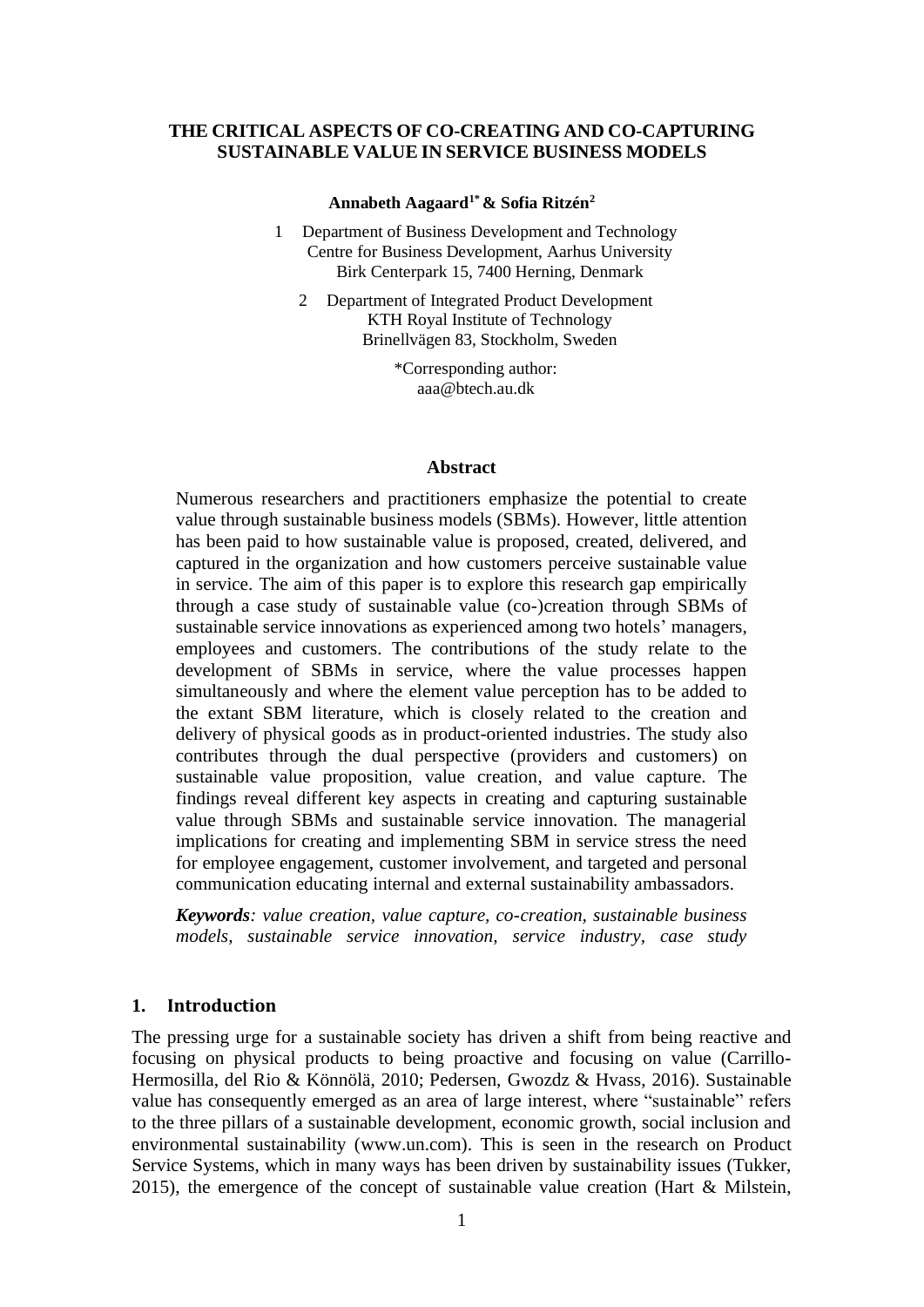# THE CRITICAL ASPECTS OF CO-CREATING AND CO-CAPTURING SUSTAINABLE VALUE IN SERVICE BUSINESS MODELS

**Annabeth Aagaard[1*] & Sofia Ritzén[2]**

1 Department of Business Development and Technology
Centre for Business Development, Aarhus University
Birk Centerpark 15, 7400 Herning, Denmark

2 Department of Integrated Product Development
KTH Royal Institute of Technology
Brinellvägen 83, Stockholm, Sweden

*Corresponding author:
aaa@btech.au.dk

## Abstract

Numerous researchers and practitioners emphasize the potential to create value through sustainable business models (SBMs). However, little attention has been paid to how sustainable value is proposed, created, delivered, and captured in the organization and how customers perceive sustainable value in service. The aim of this paper is to explore this research gap empirically through a case study of sustainable value (co-)creation through SBMs of sustainable service innovations as experienced among two hotels' managers, employees and customers. The contributions of the study relate to the development of SBMs in service, where the value processes happen simultaneously and where the element value perception has to be added to the extant SBM literature, which is closely related to the creation and delivery of physical goods as in product-oriented industries. The study also contributes through the dual perspective (providers and customers) on sustainable value proposition, value creation, and value capture. The findings reveal different key aspects in creating and capturing sustainable value through SBMs and sustainable service innovation. The managerial implications for creating and implementing SBM in service stress the need for employee engagement, customer involvement, and targeted and personal communication educating internal and external sustainability ambassadors.

***Keywords****: value creation, value capture, co-creation, sustainable business models, sustainable service innovation, service industry, case study*

## 1. Introduction

The pressing urge for a sustainable society has driven a shift from being reactive and focusing on physical products to being proactive and focusing on value (Carrillo-Hermosilla, del Rio & Könnölä, 2010; Pedersen, Gwozdz & Hvass, 2016). Sustainable value has consequently emerged as an area of large interest, where "sustainable" refers to the three pillars of a sustainable development, economic growth, social inclusion and environmental sustainability (www.un.com). This is seen in the research on Product Service Systems, which in many ways has been driven by sustainability issues (Tukker, 2015), the emergence of the concept of sustainable value creation (Hart & Milstein,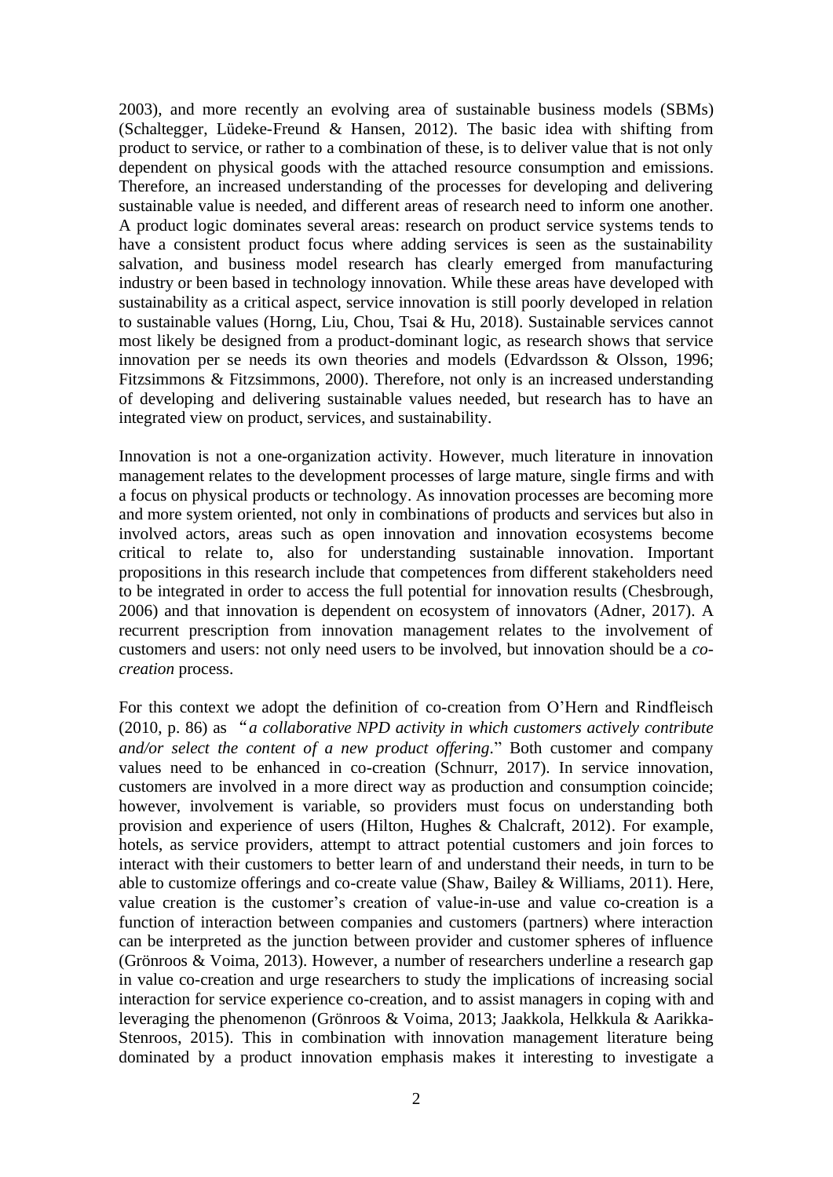2003), and more recently an evolving area of sustainable business models (SBMs) (Schaltegger, Lüdeke-Freund & Hansen, 2012). The basic idea with shifting from product to service, or rather to a combination of these, is to deliver value that is not only dependent on physical goods with the attached resource consumption and emissions. Therefore, an increased understanding of the processes for developing and delivering sustainable value is needed, and different areas of research need to inform one another. A product logic dominates several areas: research on product service systems tends to have a consistent product focus where adding services is seen as the sustainability salvation, and business model research has clearly emerged from manufacturing industry or been based in technology innovation. While these areas have developed with sustainability as a critical aspect, service innovation is still poorly developed in relation to sustainable values (Horng, Liu, Chou, Tsai & Hu, 2018). Sustainable services cannot most likely be designed from a product-dominant logic, as research shows that service innovation per se needs its own theories and models (Edvardsson & Olsson, 1996; Fitzsimmons & Fitzsimmons, 2000). Therefore, not only is an increased understanding of developing and delivering sustainable values needed, but research has to have an integrated view on product, services, and sustainability.

Innovation is not a one-organization activity. However, much literature in innovation management relates to the development processes of large mature, single firms and with a focus on physical products or technology. As innovation processes are becoming more and more system oriented, not only in combinations of products and services but also in involved actors, areas such as open innovation and innovation ecosystems become critical to relate to, also for understanding sustainable innovation. Important propositions in this research include that competences from different stakeholders need to be integrated in order to access the full potential for innovation results (Chesbrough, 2006) and that innovation is dependent on ecosystem of innovators (Adner, 2017). A recurrent prescription from innovation management relates to the involvement of customers and users: not only need users to be involved, but innovation should be a *co-creation* process.

For this context we adopt the definition of co-creation from O'Hern and Rindfleisch (2010, p. 86) as "*a collaborative NPD activity in which customers actively contribute and/or select the content of a new product offering*." Both customer and company values need to be enhanced in co-creation (Schnurr, 2017). In service innovation, customers are involved in a more direct way as production and consumption coincide; however, involvement is variable, so providers must focus on understanding both provision and experience of users (Hilton, Hughes & Chalcraft, 2012). For example, hotels, as service providers, attempt to attract potential customers and join forces to interact with their customers to better learn of and understand their needs, in turn to be able to customize offerings and co-create value (Shaw, Bailey & Williams, 2011). Here, value creation is the customer's creation of value-in-use and value co-creation is a function of interaction between companies and customers (partners) where interaction can be interpreted as the junction between provider and customer spheres of influence (Grönroos & Voima, 2013). However, a number of researchers underline a research gap in value co-creation and urge researchers to study the implications of increasing social interaction for service experience co-creation, and to assist managers in coping with and leveraging the phenomenon (Grönroos & Voima, 2013; Jaakkola, Helkkula & Aarikka-Stenroos, 2015). This in combination with innovation management literature being dominated by a product innovation emphasis makes it interesting to investigate a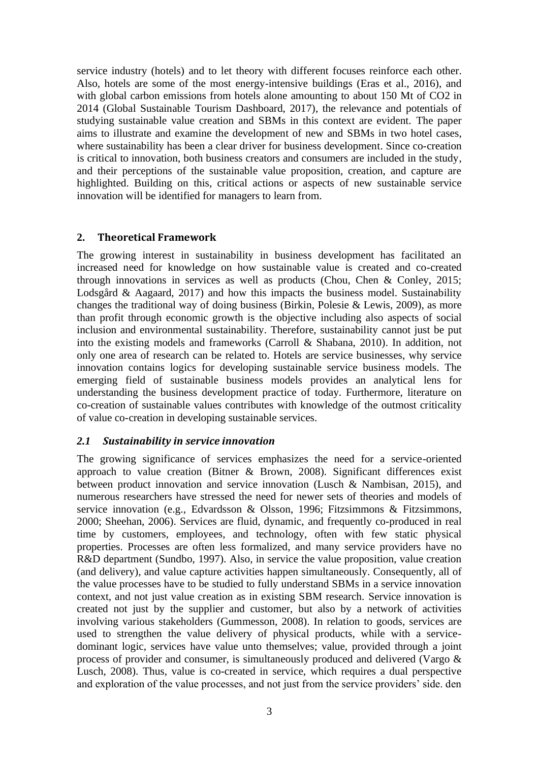service industry (hotels) and to let theory with different focuses reinforce each other. Also, hotels are some of the most energy-intensive buildings (Eras et al., 2016), and with global carbon emissions from hotels alone amounting to about 150 Mt of CO2 in 2014 (Global Sustainable Tourism Dashboard, 2017), the relevance and potentials of studying sustainable value creation and SBMs in this context are evident. The paper aims to illustrate and examine the development of new and SBMs in two hotel cases, where sustainability has been a clear driver for business development. Since co-creation is critical to innovation, both business creators and consumers are included in the study, and their perceptions of the sustainable value proposition, creation, and capture are highlighted. Building on this, critical actions or aspects of new sustainable service innovation will be identified for managers to learn from.

## 2. Theoretical Framework

The growing interest in sustainability in business development has facilitated an increased need for knowledge on how sustainable value is created and co-created through innovations in services as well as products (Chou, Chen & Conley, 2015; Lodsgård & Aagaard, 2017) and how this impacts the business model. Sustainability changes the traditional way of doing business (Birkin, Polesie & Lewis, 2009), as more than profit through economic growth is the objective including also aspects of social inclusion and environmental sustainability. Therefore, sustainability cannot just be put into the existing models and frameworks (Carroll & Shabana, 2010). In addition, not only one area of research can be related to. Hotels are service businesses, why service innovation contains logics for developing sustainable service business models. The emerging field of sustainable business models provides an analytical lens for understanding the business development practice of today. Furthermore, literature on co-creation of sustainable values contributes with knowledge of the outmost criticality of value co-creation in developing sustainable services.

### *2.1 Sustainability in service innovation*

The growing significance of services emphasizes the need for a service-oriented approach to value creation (Bitner & Brown, 2008). Significant differences exist between product innovation and service innovation (Lusch & Nambisan, 2015), and numerous researchers have stressed the need for newer sets of theories and models of service innovation (e.g., Edvardsson & Olsson, 1996; Fitzsimmons & Fitzsimmons, 2000; Sheehan, 2006). Services are fluid, dynamic, and frequently co-produced in real time by customers, employees, and technology, often with few static physical properties. Processes are often less formalized, and many service providers have no R&D department (Sundbo, 1997). Also, in service the value proposition, value creation (and delivery), and value capture activities happen simultaneously. Consequently, all of the value processes have to be studied to fully understand SBMs in a service innovation context, and not just value creation as in existing SBM research. Service innovation is created not just by the supplier and customer, but also by a network of activities involving various stakeholders (Gummesson, 2008). In relation to goods, services are used to strengthen the value delivery of physical products, while with a service-dominant logic, services have value unto themselves; value, provided through a joint process of provider and consumer, is simultaneously produced and delivered (Vargo & Lusch, 2008). Thus, value is co-created in service, which requires a dual perspective and exploration of the value processes, and not just from the service providers' side. den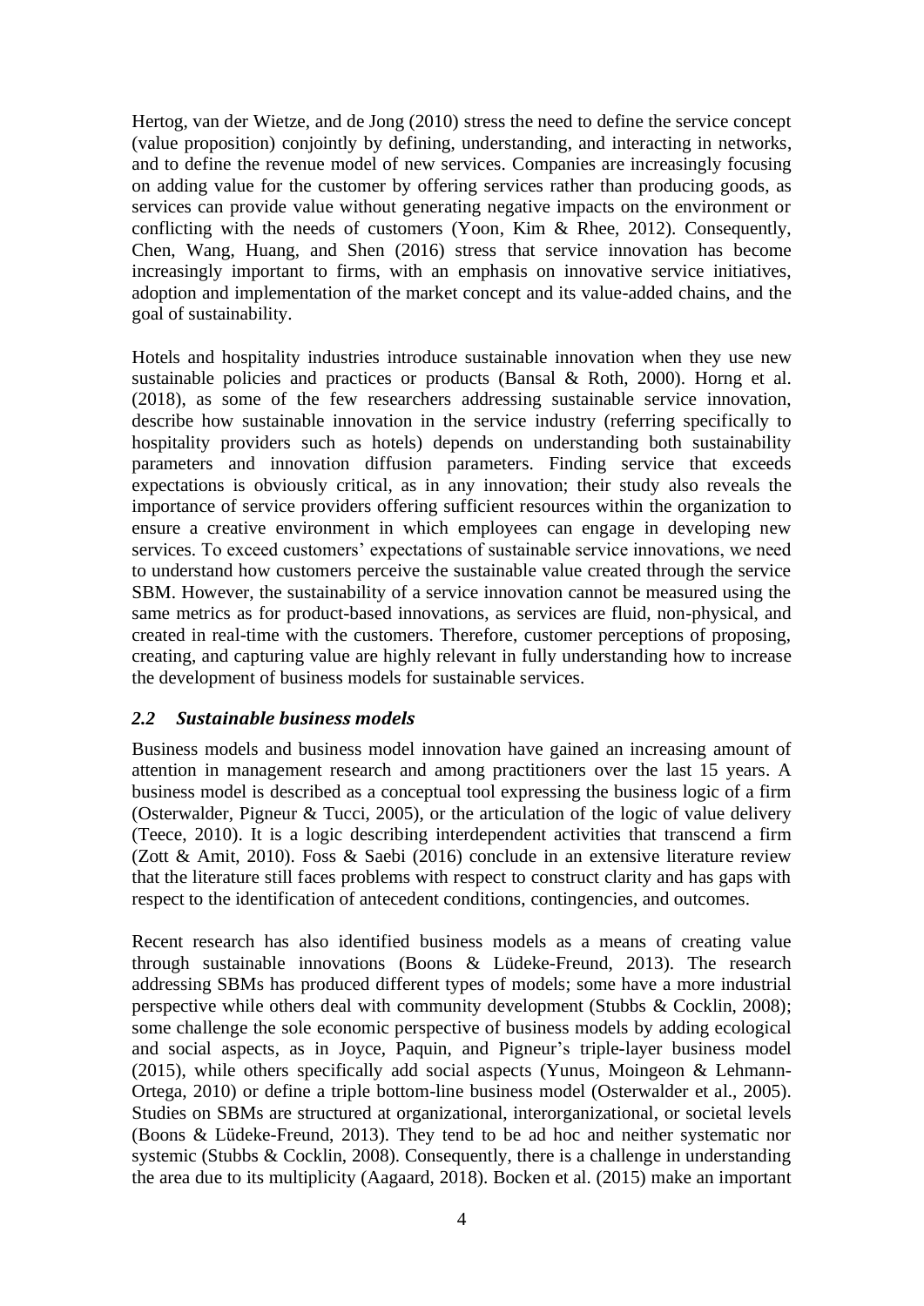Hertog, van der Wietze, and de Jong (2010) stress the need to define the service concept (value proposition) conjointly by defining, understanding, and interacting in networks, and to define the revenue model of new services. Companies are increasingly focusing on adding value for the customer by offering services rather than producing goods, as services can provide value without generating negative impacts on the environment or conflicting with the needs of customers (Yoon, Kim & Rhee, 2012). Consequently, Chen, Wang, Huang, and Shen (2016) stress that service innovation has become increasingly important to firms, with an emphasis on innovative service initiatives, adoption and implementation of the market concept and its value-added chains, and the goal of sustainability.

Hotels and hospitality industries introduce sustainable innovation when they use new sustainable policies and practices or products (Bansal & Roth, 2000). Horng et al. (2018), as some of the few researchers addressing sustainable service innovation, describe how sustainable innovation in the service industry (referring specifically to hospitality providers such as hotels) depends on understanding both sustainability parameters and innovation diffusion parameters. Finding service that exceeds expectations is obviously critical, as in any innovation; their study also reveals the importance of service providers offering sufficient resources within the organization to ensure a creative environment in which employees can engage in developing new services. To exceed customers' expectations of sustainable service innovations, we need to understand how customers perceive the sustainable value created through the service SBM. However, the sustainability of a service innovation cannot be measured using the same metrics as for product-based innovations, as services are fluid, non-physical, and created in real-time with the customers. Therefore, customer perceptions of proposing, creating, and capturing value are highly relevant in fully understanding how to increase the development of business models for sustainable services.

## *2.2 Sustainable business models*

Business models and business model innovation have gained an increasing amount of attention in management research and among practitioners over the last 15 years. A business model is described as a conceptual tool expressing the business logic of a firm (Osterwalder, Pigneur & Tucci, 2005), or the articulation of the logic of value delivery (Teece, 2010). It is a logic describing interdependent activities that transcend a firm (Zott & Amit, 2010). Foss & Saebi (2016) conclude in an extensive literature review that the literature still faces problems with respect to construct clarity and has gaps with respect to the identification of antecedent conditions, contingencies, and outcomes.

Recent research has also identified business models as a means of creating value through sustainable innovations (Boons & Lüdeke-Freund, 2013). The research addressing SBMs has produced different types of models; some have a more industrial perspective while others deal with community development (Stubbs & Cocklin, 2008); some challenge the sole economic perspective of business models by adding ecological and social aspects, as in Joyce, Paquin, and Pigneur's triple-layer business model (2015), while others specifically add social aspects (Yunus, Moingeon & Lehmann-Ortega, 2010) or define a triple bottom-line business model (Osterwalder et al., 2005). Studies on SBMs are structured at organizational, interorganizational, or societal levels (Boons & Lüdeke-Freund, 2013). They tend to be ad hoc and neither systematic nor systemic (Stubbs & Cocklin, 2008). Consequently, there is a challenge in understanding the area due to its multiplicity (Aagaard, 2018). Bocken et al. (2015) make an important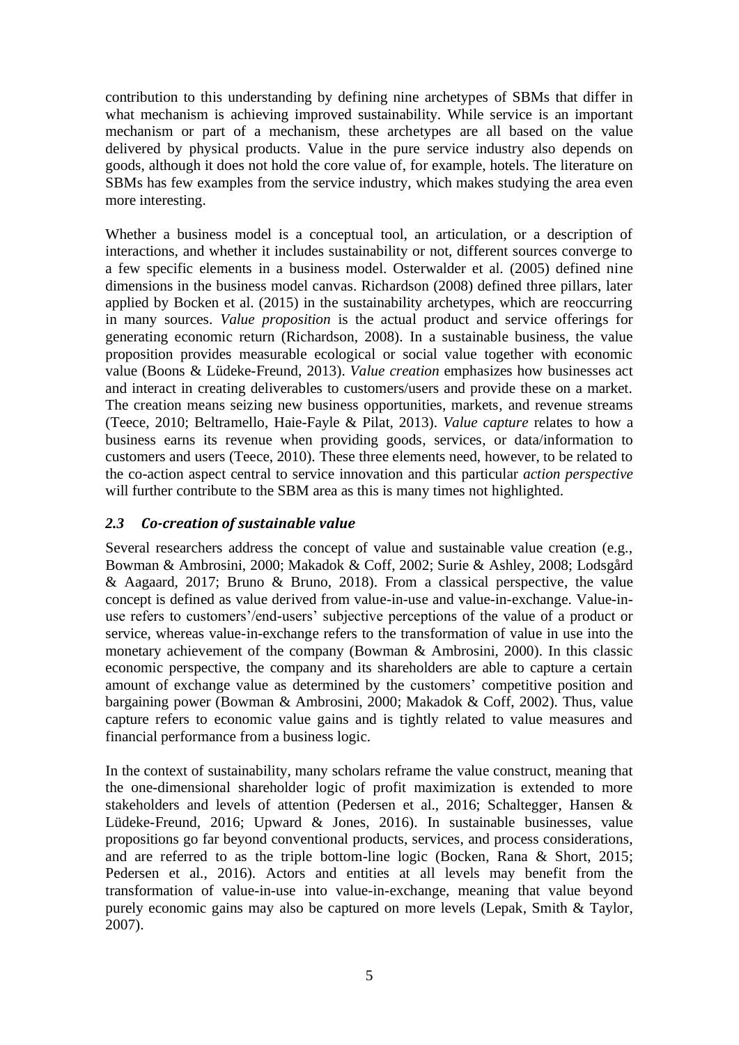contribution to this understanding by defining nine archetypes of SBMs that differ in what mechanism is achieving improved sustainability. While service is an important mechanism or part of a mechanism, these archetypes are all based on the value delivered by physical products. Value in the pure service industry also depends on goods, although it does not hold the core value of, for example, hotels. The literature on SBMs has few examples from the service industry, which makes studying the area even more interesting.

Whether a business model is a conceptual tool, an articulation, or a description of interactions, and whether it includes sustainability or not, different sources converge to a few specific elements in a business model. Osterwalder et al. (2005) defined nine dimensions in the business model canvas. Richardson (2008) defined three pillars, later applied by Bocken et al. (2015) in the sustainability archetypes, which are reoccurring in many sources. *Value proposition* is the actual product and service offerings for generating economic return (Richardson, 2008). In a sustainable business, the value proposition provides measurable ecological or social value together with economic value (Boons & Lüdeke-Freund, 2013). *Value creation* emphasizes how businesses act and interact in creating deliverables to customers/users and provide these on a market. The creation means seizing new business opportunities, markets, and revenue streams (Teece, 2010; Beltramello, Haie-Fayle & Pilat, 2013). *Value capture* relates to how a business earns its revenue when providing goods, services, or data/information to customers and users (Teece, 2010). These three elements need, however, to be related to the co-action aspect central to service innovation and this particular *action perspective* will further contribute to the SBM area as this is many times not highlighted.

### *2.3 Co-creation of sustainable value*

Several researchers address the concept of value and sustainable value creation (e.g., Bowman & Ambrosini, 2000; Makadok & Coff, 2002; Surie & Ashley, 2008; Lodsgård & Aagaard, 2017; Bruno & Bruno, 2018). From a classical perspective, the value concept is defined as value derived from value-in-use and value-in-exchange. Value-in-use refers to customers'/end-users' subjective perceptions of the value of a product or service, whereas value-in-exchange refers to the transformation of value in use into the monetary achievement of the company (Bowman & Ambrosini, 2000). In this classic economic perspective, the company and its shareholders are able to capture a certain amount of exchange value as determined by the customers' competitive position and bargaining power (Bowman & Ambrosini, 2000; Makadok & Coff, 2002). Thus, value capture refers to economic value gains and is tightly related to value measures and financial performance from a business logic.

In the context of sustainability, many scholars reframe the value construct, meaning that the one-dimensional shareholder logic of profit maximization is extended to more stakeholders and levels of attention (Pedersen et al., 2016; Schaltegger, Hansen & Lüdeke-Freund, 2016; Upward & Jones, 2016). In sustainable businesses, value propositions go far beyond conventional products, services, and process considerations, and are referred to as the triple bottom-line logic (Bocken, Rana & Short, 2015; Pedersen et al., 2016). Actors and entities at all levels may benefit from the transformation of value-in-use into value-in-exchange, meaning that value beyond purely economic gains may also be captured on more levels (Lepak, Smith & Taylor, 2007).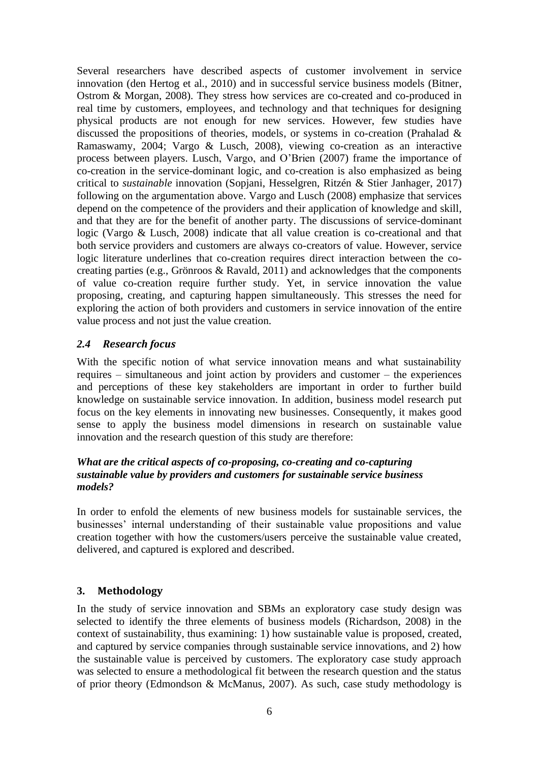Several researchers have described aspects of customer involvement in service innovation (den Hertog et al., 2010) and in successful service business models (Bitner, Ostrom & Morgan, 2008). They stress how services are co-created and co-produced in real time by customers, employees, and technology and that techniques for designing physical products are not enough for new services. However, few studies have discussed the propositions of theories, models, or systems in co-creation (Prahalad & Ramaswamy, 2004; Vargo & Lusch, 2008), viewing co-creation as an interactive process between players. Lusch, Vargo, and O'Brien (2007) frame the importance of co-creation in the service-dominant logic, and co-creation is also emphasized as being critical to *sustainable* innovation (Sopjani, Hesselgren, Ritzén & Stier Janhager, 2017) following on the argumentation above. Vargo and Lusch (2008) emphasize that services depend on the competence of the providers and their application of knowledge and skill, and that they are for the benefit of another party. The discussions of service-dominant logic (Vargo & Lusch, 2008) indicate that all value creation is co-creational and that both service providers and customers are always co-creators of value. However, service logic literature underlines that co-creation requires direct interaction between the co-creating parties (e.g., Grönroos & Ravald, 2011) and acknowledges that the components of value co-creation require further study. Yet, in service innovation the value proposing, creating, and capturing happen simultaneously. This stresses the need for exploring the action of both providers and customers in service innovation of the entire value process and not just the value creation.

### *2.4 Research focus*

With the specific notion of what service innovation means and what sustainability requires – simultaneous and joint action by providers and customer – the experiences and perceptions of these key stakeholders are important in order to further build knowledge on sustainable service innovation. In addition, business model research put focus on the key elements in innovating new businesses. Consequently, it makes good sense to apply the business model dimensions in research on sustainable value innovation and the research question of this study are therefore:

***What are the critical aspects of co-proposing, co-creating and co-capturing sustainable value by providers and customers for sustainable service business models?***

In order to enfold the elements of new business models for sustainable services, the businesses' internal understanding of their sustainable value propositions and value creation together with how the customers/users perceive the sustainable value created, delivered, and captured is explored and described.

## 3. Methodology

In the study of service innovation and SBMs an exploratory case study design was selected to identify the three elements of business models (Richardson, 2008) in the context of sustainability, thus examining: 1) how sustainable value is proposed, created, and captured by service companies through sustainable service innovations, and 2) how the sustainable value is perceived by customers. The exploratory case study approach was selected to ensure a methodological fit between the research question and the status of prior theory (Edmondson & McManus, 2007). As such, case study methodology is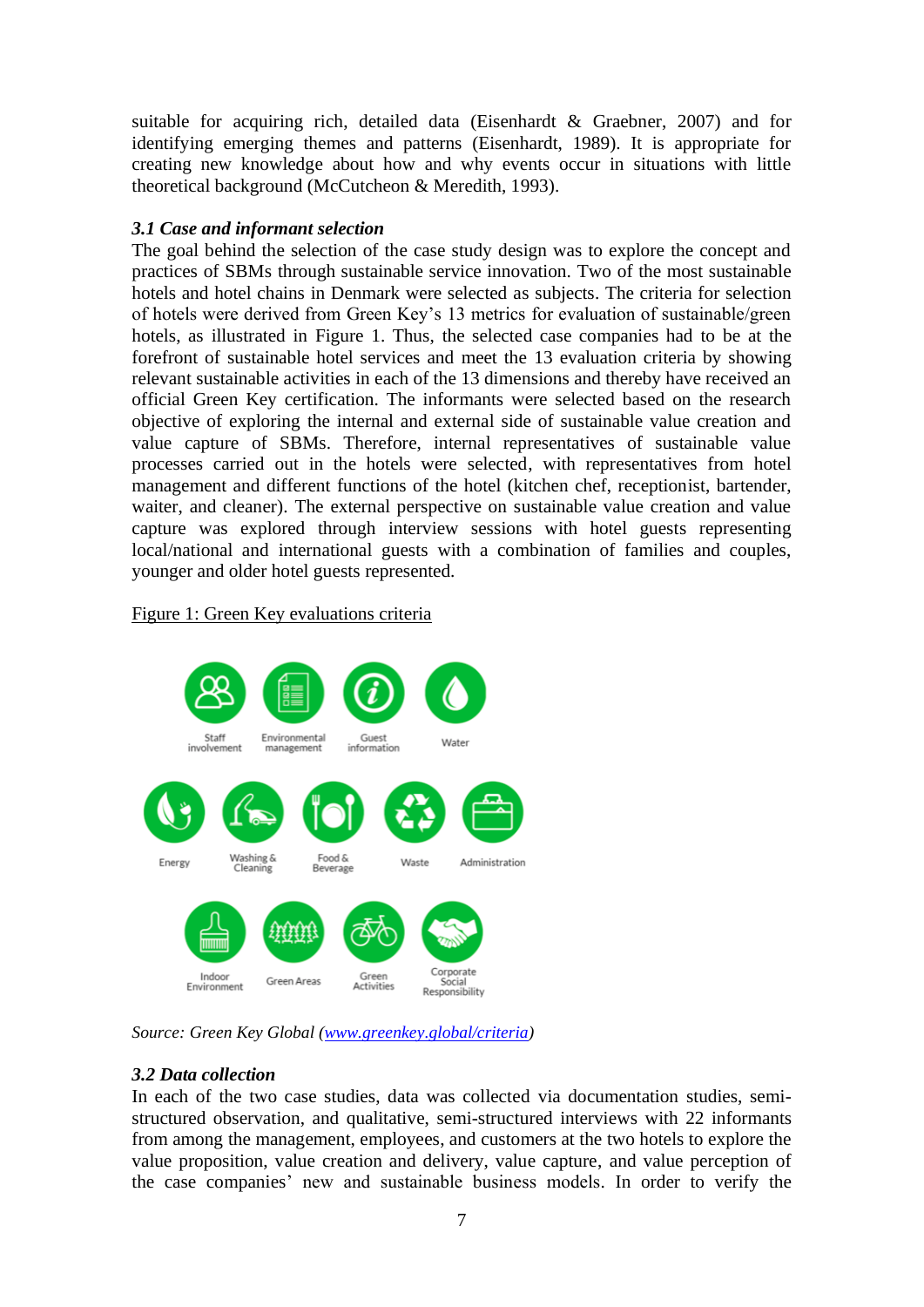suitable for acquiring rich, detailed data (Eisenhardt & Graebner, 2007) and for identifying emerging themes and patterns (Eisenhardt, 1989). It is appropriate for creating new knowledge about how and why events occur in situations with little theoretical background (McCutcheon & Meredith, 1993).

### *3.1 Case and informant selection*

The goal behind the selection of the case study design was to explore the concept and practices of SBMs through sustainable service innovation. Two of the most sustainable hotels and hotel chains in Denmark were selected as subjects. The criteria for selection of hotels were derived from Green Key's 13 metrics for evaluation of sustainable/green hotels, as illustrated in Figure 1. Thus, the selected case companies had to be at the forefront of sustainable hotel services and meet the 13 evaluation criteria by showing relevant sustainable activities in each of the 13 dimensions and thereby have received an official Green Key certification. The informants were selected based on the research objective of exploring the internal and external side of sustainable value creation and value capture of SBMs. Therefore, internal representatives of sustainable value processes carried out in the hotels were selected, with representatives from hotel management and different functions of the hotel (kitchen chef, receptionist, bartender, waiter, and cleaner). The external perspective on sustainable value creation and value capture was explored through interview sessions with hotel guests representing local/national and international guests with a combination of families and couples, younger and older hotel guests represented.

Figure 1: Green Key evaluations criteria

Staff involvement · Environmental management · Guest information · Water · Energy · Washing & Cleaning · Food & Beverage · Waste · Administration · Indoor Environment · Green Areas · Green Activities · Corporate Social Responsibility

*Source: Green Key Global (www.greenkey.global/criteria)*

### *3.2 Data collection*

In each of the two case studies, data was collected via documentation studies, semi-structured observation, and qualitative, semi-structured interviews with 22 informants from among the management, employees, and customers at the two hotels to explore the value proposition, value creation and delivery, value capture, and value perception of the case companies' new and sustainable business models. In order to verify the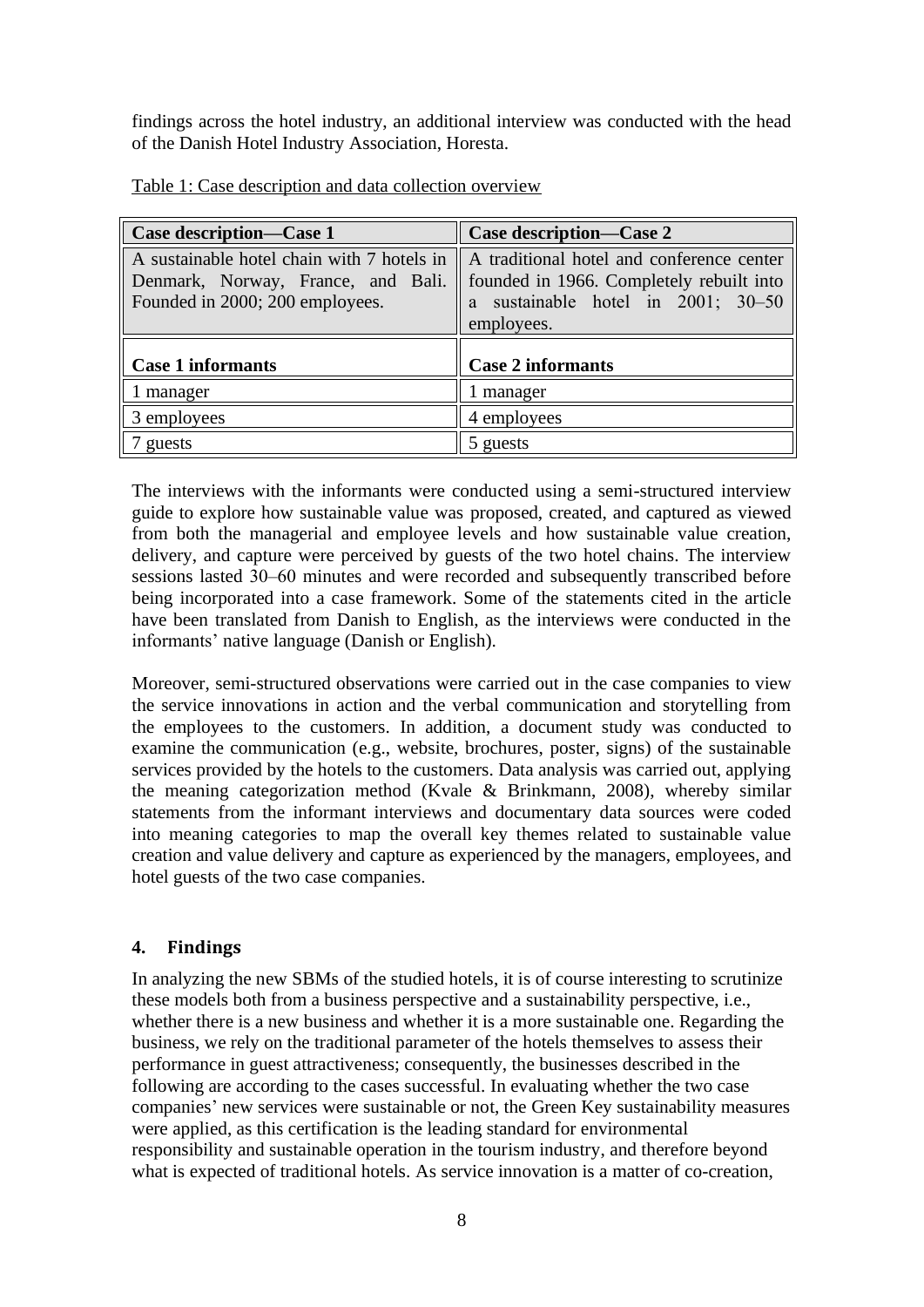findings across the hotel industry, an additional interview was conducted with the head of the Danish Hotel Industry Association, Horesta.

Table 1: Case description and data collection overview

| **Case description—Case 1** | **Case description—Case 2** |
|---|---|
| A sustainable hotel chain with 7 hotels in Denmark, Norway, France, and Bali. Founded in 2000; 200 employees. | A traditional hotel and conference center founded in 1966. Completely rebuilt into a sustainable hotel in 2001; 30–50 employees. |
| **Case 1 informants** | **Case 2 informants** |
| 1 manager | 1 manager |
| 3 employees | 4 employees |
| 7 guests | 5 guests |

The interviews with the informants were conducted using a semi-structured interview guide to explore how sustainable value was proposed, created, and captured as viewed from both the managerial and employee levels and how sustainable value creation, delivery, and capture were perceived by guests of the two hotel chains. The interview sessions lasted 30–60 minutes and were recorded and subsequently transcribed before being incorporated into a case framework. Some of the statements cited in the article have been translated from Danish to English, as the interviews were conducted in the informants' native language (Danish or English).

Moreover, semi-structured observations were carried out in the case companies to view the service innovations in action and the verbal communication and storytelling from the employees to the customers. In addition, a document study was conducted to examine the communication (e.g., website, brochures, poster, signs) of the sustainable services provided by the hotels to the customers. Data analysis was carried out, applying the meaning categorization method (Kvale & Brinkmann, 2008), whereby similar statements from the informant interviews and documentary data sources were coded into meaning categories to map the overall key themes related to sustainable value creation and value delivery and capture as experienced by the managers, employees, and hotel guests of the two case companies.

## 4. Findings

In analyzing the new SBMs of the studied hotels, it is of course interesting to scrutinize these models both from a business perspective and a sustainability perspective, i.e., whether there is a new business and whether it is a more sustainable one. Regarding the business, we rely on the traditional parameter of the hotels themselves to assess their performance in guest attractiveness; consequently, the businesses described in the following are according to the cases successful. In evaluating whether the two case companies' new services were sustainable or not, the Green Key sustainability measures were applied, as this certification is the leading standard for environmental responsibility and sustainable operation in the tourism industry, and therefore beyond what is expected of traditional hotels. As service innovation is a matter of co-creation,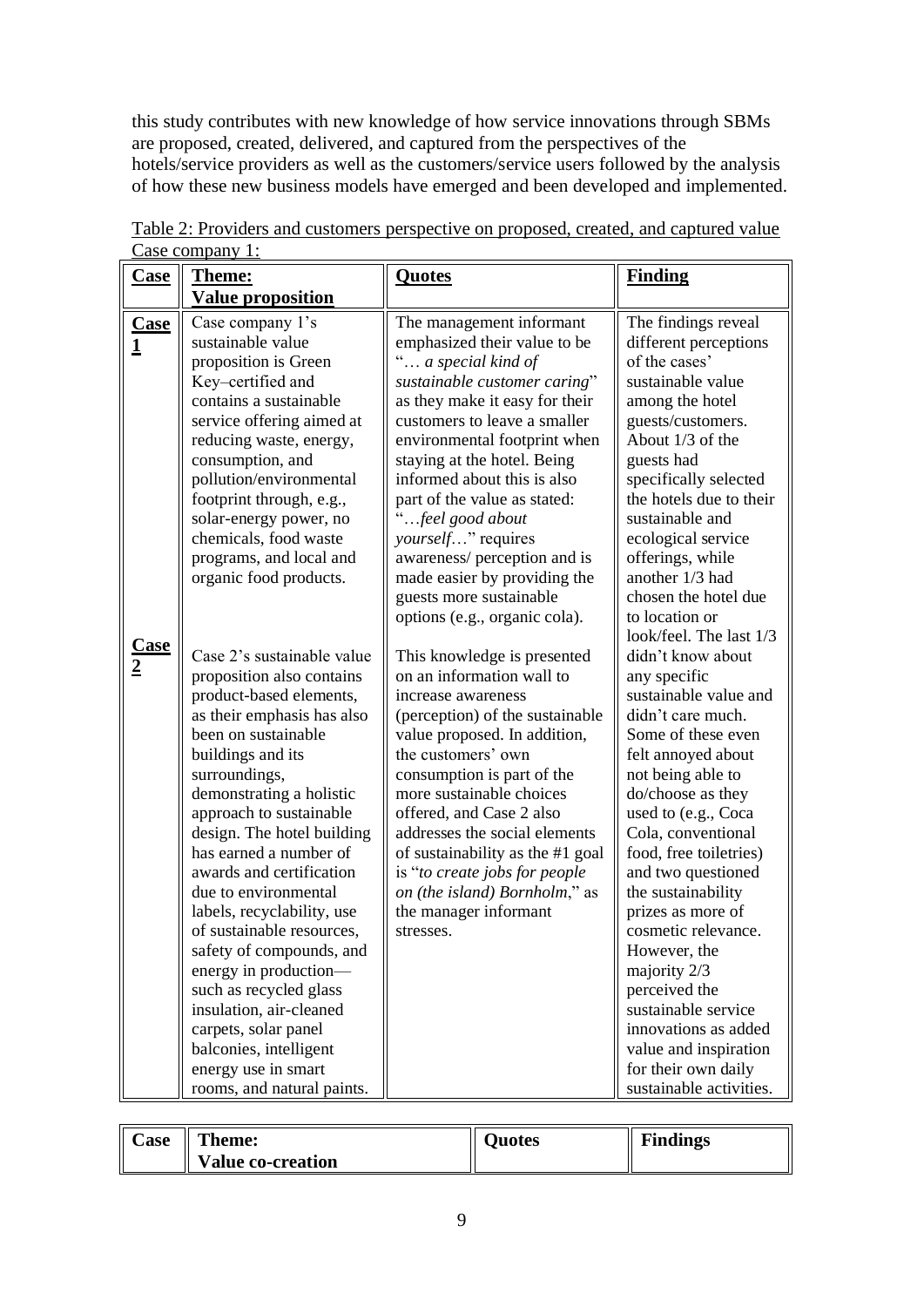this study contributes with new knowledge of how service innovations through SBMs are proposed, created, delivered, and captured from the perspectives of the hotels/service providers as well as the customers/service users followed by the analysis of how these new business models have emerged and been developed and implemented.

Table 2: Providers and customers perspective on proposed, created, and captured value

Case company 1:

| **Case** | **Theme: Value proposition** | **Quotes** | **Finding** |
|---|---|---|---|
| **Case 1** | Case company 1's sustainable value proposition is Green Key–certified and contains a sustainable service offering aimed at reducing waste, energy, consumption, and pollution/environmental footprint through, e.g., solar-energy power, no chemicals, food waste programs, and local and organic food products. | The management informant emphasized their value to be "… *a special kind of sustainable customer caring*" as they make it easy for their customers to leave a smaller environmental footprint when staying at the hotel. Being informed about this is also part of the value as stated: "…*feel good about yourself*…" requires awareness/ perception and is made easier by providing the guests more sustainable options (e.g., organic cola). | The findings reveal different perceptions of the cases' sustainable value among the hotel guests/customers. About 1/3 of the guests had specifically selected the hotels due to their sustainable and ecological service offerings, while another 1/3 had chosen the hotel due to location or look/feel. The last 1/3 didn't know about any specific sustainable value and didn't care much. Some of these even felt annoyed about not being able to do/choose as they used to (e.g., Coca Cola, conventional food, free toiletries) and two questioned the sustainability prizes as more of cosmetic relevance. However, the majority 2/3 perceived the sustainable service innovations as added value and inspiration for their own daily sustainable activities. |
| **Case 2** | Case 2's sustainable value proposition also contains product-based elements, as their emphasis has also been on sustainable buildings and its surroundings, demonstrating a holistic approach to sustainable design. The hotel building has earned a number of awards and certification due to environmental labels, recyclability, use of sustainable resources, safety of compounds, and energy in production—such as recycled glass insulation, air-cleaned carpets, solar panel balconies, intelligent energy use in smart rooms, and natural paints. | This knowledge is presented on an information wall to increase awareness (perception) of the sustainable value proposed. In addition, the customers' own consumption is part of the more sustainable choices offered, and Case 2 also addresses the social elements of sustainability as the #1 goal is "*to create jobs for people on (the island) Bornholm*," as the manager informant stresses. | |

| **Case** | **Theme: Value co-creation** | **Quotes** | **Findings** |
|---|---|---|---|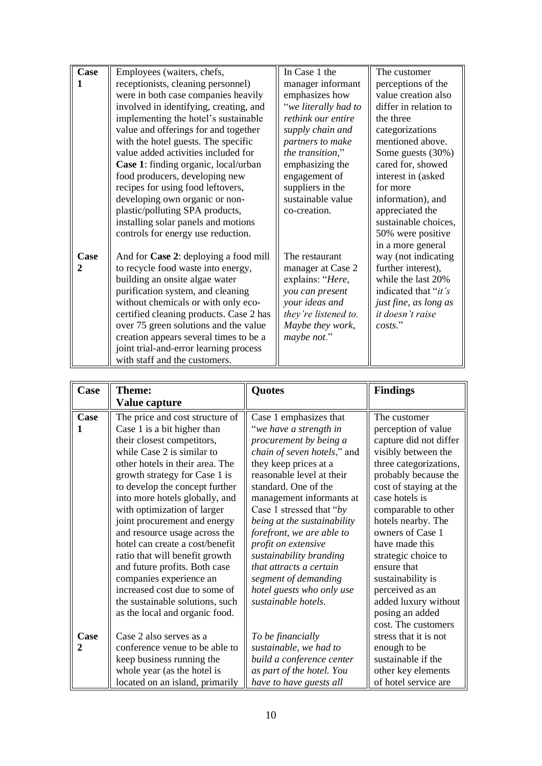| Case | | | |
|---|---|---|---|
| **Case 1** | Employees (waiters, chefs, receptionists, cleaning personnel) were in both case companies heavily involved in identifying, creating, and implementing the hotel's sustainable value and offerings for and together with the hotel guests. The specific value added activities included for **Case 1**: finding organic, local/urban food producers, developing new recipes for using food leftovers, developing own organic or non-plastic/polluting SPA products, installing solar panels and motions controls for energy use reduction. | In Case 1 the manager informant emphasizes how "*we literally had to rethink our entire supply chain and partners to make the transition*," emphasizing the engagement of suppliers in the sustainable value co-creation. | The customer perceptions of the value creation also differ in relation to the three categorizations mentioned above. Some guests (30%) cared for, showed interest in (asked for more information), and appreciated the sustainable choices, 50% were positive in a more general way (not indicating further interest), while the last 20% indicated that "*it's just fine, as long as it doesn't raise costs*." |
| **Case 2** | And for **Case 2**: deploying a food mill to recycle food waste into energy, building an onsite algae water purification system, and cleaning without chemicals or with only eco-certified cleaning products. Case 2 has over 75 green solutions and the value creation appears several times to be a joint trial-and-error learning process with staff and the customers. | The restaurant manager at Case 2 explains: "*Here, you can present your ideas and they're listened to. Maybe they work, maybe not*." | |

| Case | Theme: Value capture | Quotes | Findings |
|---|---|---|---|
| **Case 1** | The price and cost structure of Case 1 is a bit higher than their closest competitors, while Case 2 is similar to other hotels in their area. The growth strategy for Case 1 is to develop the concept further into more hotels globally, and with optimization of larger joint procurement and energy and resource usage across the hotel can create a cost/benefit ratio that will benefit growth and future profits. Both case companies experience an increased cost due to some of the sustainable solutions, such as the local and organic food. | Case 1 emphasizes that "*we have a strength in procurement by being a chain of seven hotels*," and they keep prices at a reasonable level at their standard. One of the management informants at Case 1 stressed that "*by being at the sustainability forefront, we are able to profit on extensive sustainability branding that attracts a certain segment of demanding hotel guests who only use sustainable hotels.* | The customer perception of value capture did not differ visibly between the three categorizations, probably because the cost of staying at the case hotels is comparable to other hotels nearby. The owners of Case 1 have made this strategic choice to ensure that sustainability is perceived as an added luxury without posing an added cost. The customers stress that it is not enough to be sustainable if the other key elements of hotel service are |
| **Case 2** | Case 2 also serves as a conference venue to be able to keep business running the whole year (as the hotel is located on an island, primarily | *To be financially sustainable, we had to build a conference center as part of the hotel. You have to have guests all* | |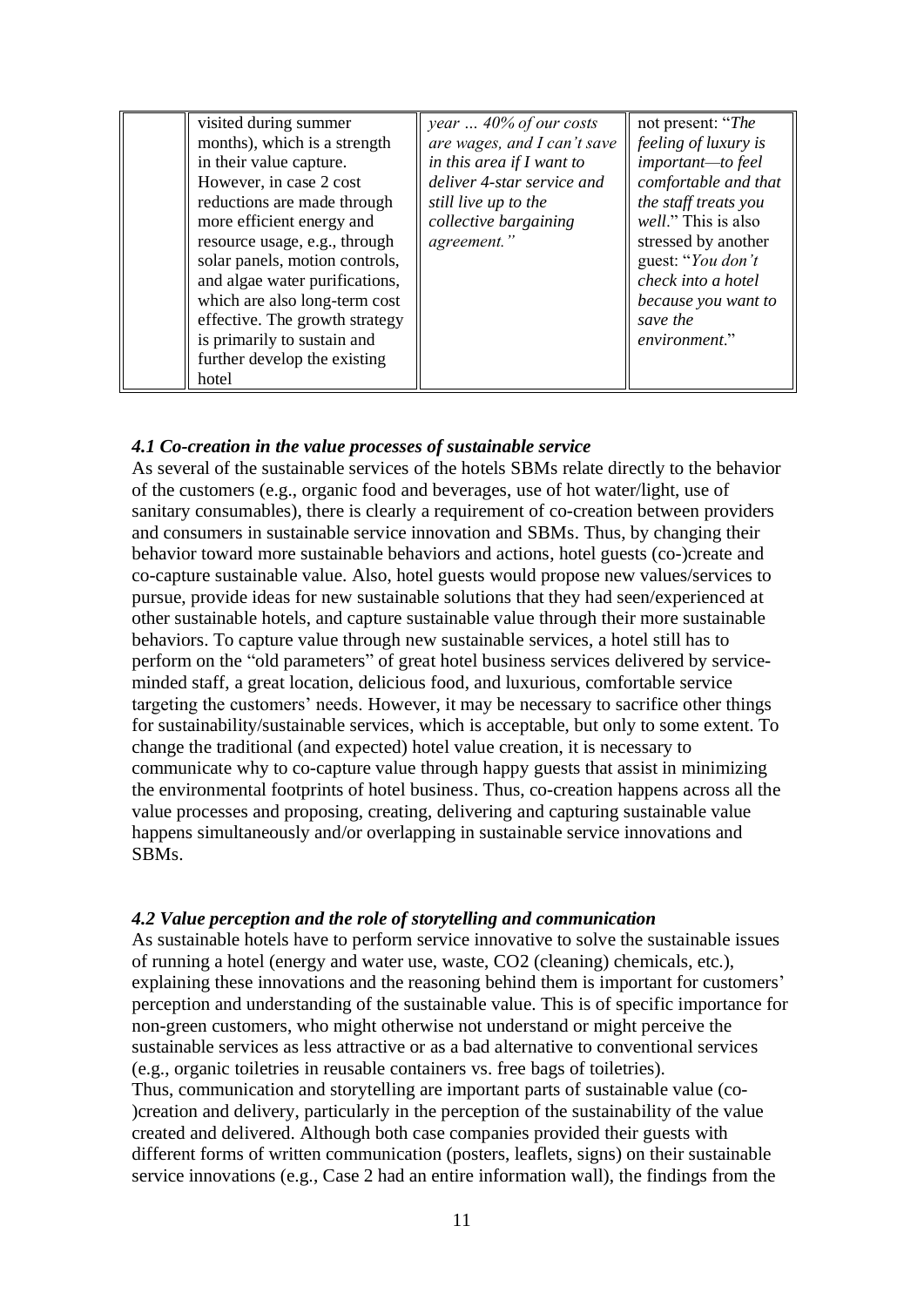|  | visited during summer months), which is a strength in their value capture. However, in case 2 cost reductions are made through more efficient energy and resource usage, e.g., through solar panels, motion controls, and algae water purifications, which are also long-term cost effective. The growth strategy is primarily to sustain and further develop the existing hotel | *year … 40% of our costs are wages, and I can't save in this area if I want to deliver 4-star service and still live up to the collective bargaining agreement."* | not present: "*The feeling of luxury is important—to feel comfortable and that the staff treats you well*." This is also stressed by another guest: "*You don't check into a hotel because you want to save the environment*." |
|---|---|---|---|

#### *4.1 Co-creation in the value processes of sustainable service*

As several of the sustainable services of the hotels SBMs relate directly to the behavior of the customers (e.g., organic food and beverages, use of hot water/light, use of sanitary consumables), there is clearly a requirement of co-creation between providers and consumers in sustainable service innovation and SBMs. Thus, by changing their behavior toward more sustainable behaviors and actions, hotel guests (co-)create and co-capture sustainable value. Also, hotel guests would propose new values/services to pursue, provide ideas for new sustainable solutions that they had seen/experienced at other sustainable hotels, and capture sustainable value through their more sustainable behaviors. To capture value through new sustainable services, a hotel still has to perform on the "old parameters" of great hotel business services delivered by service-minded staff, a great location, delicious food, and luxurious, comfortable service targeting the customers' needs. However, it may be necessary to sacrifice other things for sustainability/sustainable services, which is acceptable, but only to some extent. To change the traditional (and expected) hotel value creation, it is necessary to communicate why to co-capture value through happy guests that assist in minimizing the environmental footprints of hotel business. Thus, co-creation happens across all the value processes and proposing, creating, delivering and capturing sustainable value happens simultaneously and/or overlapping in sustainable service innovations and SBMs.

#### *4.2 Value perception and the role of storytelling and communication*

As sustainable hotels have to perform service innovative to solve the sustainable issues of running a hotel (energy and water use, waste, CO2 (cleaning) chemicals, etc.), explaining these innovations and the reasoning behind them is important for customers' perception and understanding of the sustainable value. This is of specific importance for non-green customers, who might otherwise not understand or might perceive the sustainable services as less attractive or as a bad alternative to conventional services (e.g., organic toiletries in reusable containers vs. free bags of toiletries).

Thus, communication and storytelling are important parts of sustainable value (co-)creation and delivery, particularly in the perception of the sustainability of the value created and delivered. Although both case companies provided their guests with different forms of written communication (posters, leaflets, signs) on their sustainable service innovations (e.g., Case 2 had an entire information wall), the findings from the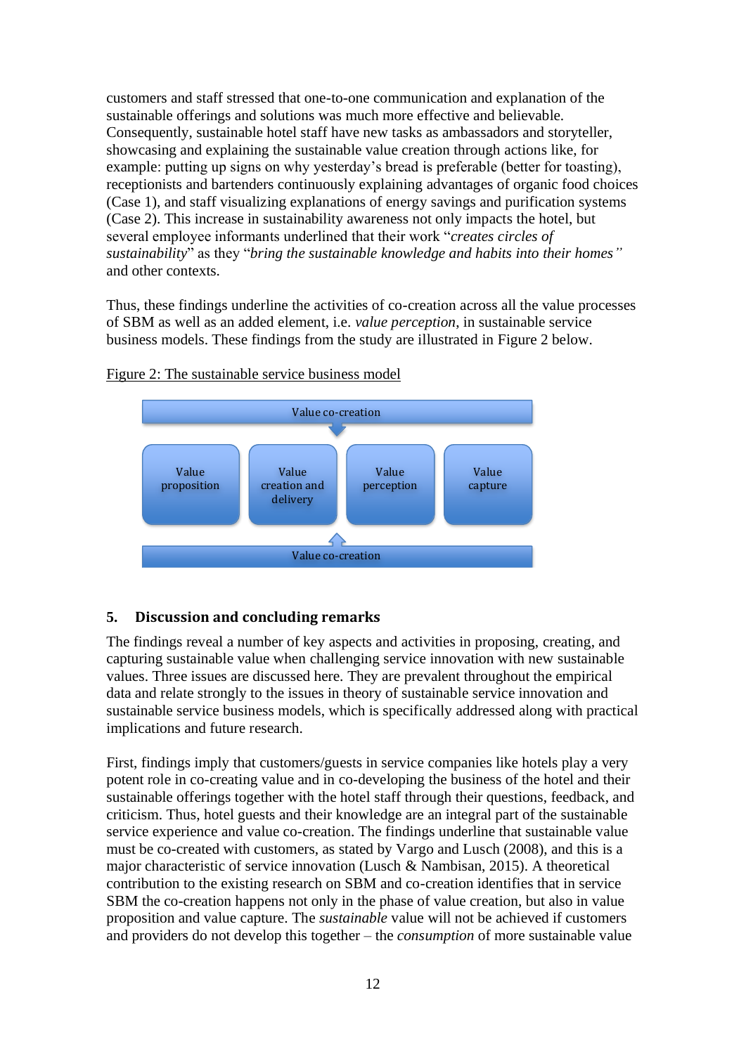customers and staff stressed that one-to-one communication and explanation of the sustainable offerings and solutions was much more effective and believable. Consequently, sustainable hotel staff have new tasks as ambassadors and storyteller, showcasing and explaining the sustainable value creation through actions like, for example: putting up signs on why yesterday's bread is preferable (better for toasting), receptionists and bartenders continuously explaining advantages of organic food choices (Case 1), and staff visualizing explanations of energy savings and purification systems (Case 2). This increase in sustainability awareness not only impacts the hotel, but several employee informants underlined that their work "*creates circles of sustainability*" as they "*bring the sustainable knowledge and habits into their homes"* and other contexts.

Thus, these findings underline the activities of co-creation across all the value processes of SBM as well as an added element, i.e. *value perception*, in sustainable service business models. These findings from the study are illustrated in Figure 2 below.

Figure 2: The sustainable service business model

| Value co-creation | | | |
|---|---|---|---|
| Value proposition | Value creation and delivery | Value perception | Value capture |
| Value co-creation | | | |

## 5. Discussion and concluding remarks

The findings reveal a number of key aspects and activities in proposing, creating, and capturing sustainable value when challenging service innovation with new sustainable values. Three issues are discussed here. They are prevalent throughout the empirical data and relate strongly to the issues in theory of sustainable service innovation and sustainable service business models, which is specifically addressed along with practical implications and future research.

First, findings imply that customers/guests in service companies like hotels play a very potent role in co-creating value and in co-developing the business of the hotel and their sustainable offerings together with the hotel staff through their questions, feedback, and criticism. Thus, hotel guests and their knowledge are an integral part of the sustainable service experience and value co-creation. The findings underline that sustainable value must be co-created with customers, as stated by Vargo and Lusch (2008), and this is a major characteristic of service innovation (Lusch & Nambisan, 2015). A theoretical contribution to the existing research on SBM and co-creation identifies that in service SBM the co-creation happens not only in the phase of value creation, but also in value proposition and value capture. The *sustainable* value will not be achieved if customers and providers do not develop this together – the *consumption* of more sustainable value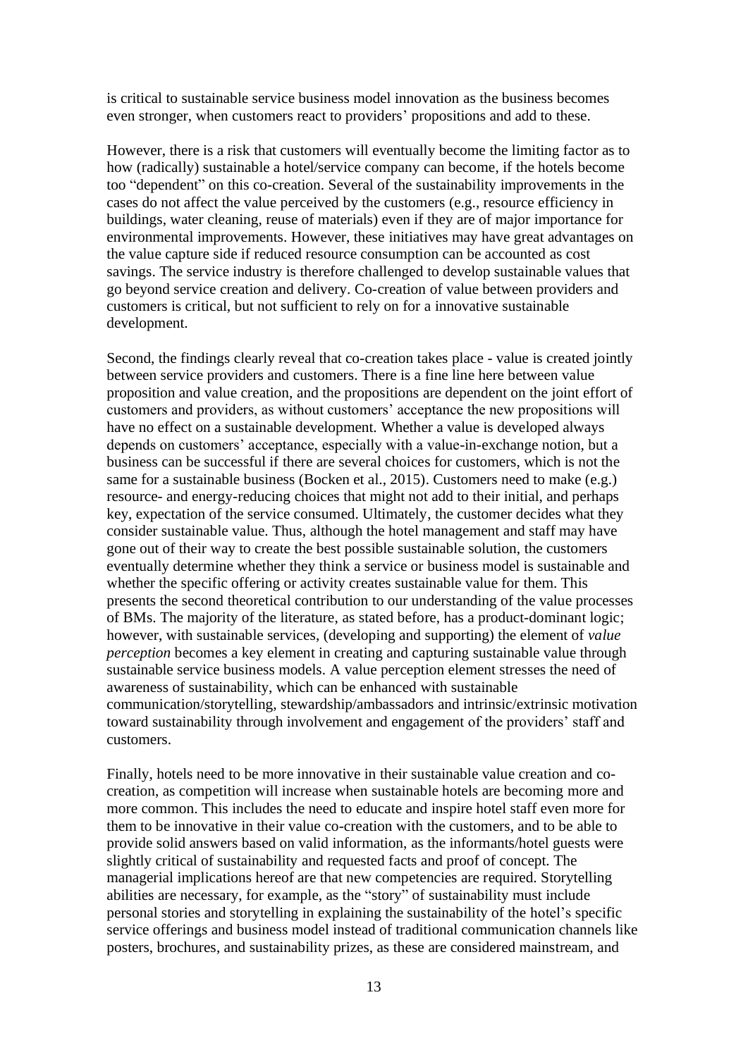is critical to sustainable service business model innovation as the business becomes even stronger, when customers react to providers' propositions and add to these.

However, there is a risk that customers will eventually become the limiting factor as to how (radically) sustainable a hotel/service company can become, if the hotels become too "dependent" on this co-creation. Several of the sustainability improvements in the cases do not affect the value perceived by the customers (e.g., resource efficiency in buildings, water cleaning, reuse of materials) even if they are of major importance for environmental improvements. However, these initiatives may have great advantages on the value capture side if reduced resource consumption can be accounted as cost savings. The service industry is therefore challenged to develop sustainable values that go beyond service creation and delivery. Co-creation of value between providers and customers is critical, but not sufficient to rely on for a innovative sustainable development.

Second, the findings clearly reveal that co-creation takes place - value is created jointly between service providers and customers. There is a fine line here between value proposition and value creation, and the propositions are dependent on the joint effort of customers and providers, as without customers' acceptance the new propositions will have no effect on a sustainable development. Whether a value is developed always depends on customers' acceptance, especially with a value-in-exchange notion, but a business can be successful if there are several choices for customers, which is not the same for a sustainable business (Bocken et al., 2015). Customers need to make (e.g.) resource- and energy-reducing choices that might not add to their initial, and perhaps key, expectation of the service consumed. Ultimately, the customer decides what they consider sustainable value. Thus, although the hotel management and staff may have gone out of their way to create the best possible sustainable solution, the customers eventually determine whether they think a service or business model is sustainable and whether the specific offering or activity creates sustainable value for them. This presents the second theoretical contribution to our understanding of the value processes of BMs. The majority of the literature, as stated before, has a product-dominant logic; however, with sustainable services, (developing and supporting) the element of *value perception* becomes a key element in creating and capturing sustainable value through sustainable service business models. A value perception element stresses the need of awareness of sustainability, which can be enhanced with sustainable communication/storytelling, stewardship/ambassadors and intrinsic/extrinsic motivation toward sustainability through involvement and engagement of the providers' staff and customers.

Finally, hotels need to be more innovative in their sustainable value creation and co-creation, as competition will increase when sustainable hotels are becoming more and more common. This includes the need to educate and inspire hotel staff even more for them to be innovative in their value co-creation with the customers, and to be able to provide solid answers based on valid information, as the informants/hotel guests were slightly critical of sustainability and requested facts and proof of concept. The managerial implications hereof are that new competencies are required. Storytelling abilities are necessary, for example, as the "story" of sustainability must include personal stories and storytelling in explaining the sustainability of the hotel's specific service offerings and business model instead of traditional communication channels like posters, brochures, and sustainability prizes, as these are considered mainstream, and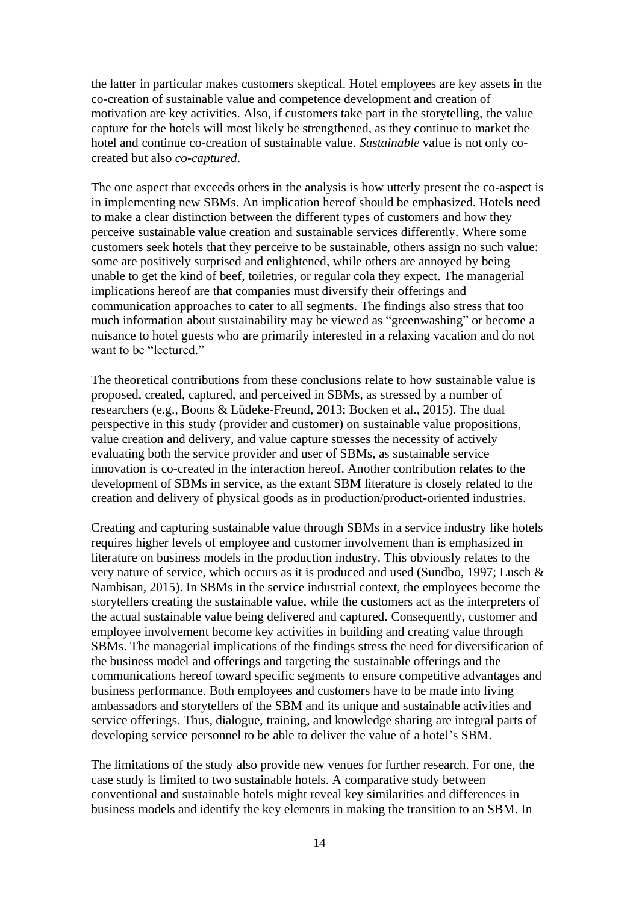the latter in particular makes customers skeptical. Hotel employees are key assets in the co-creation of sustainable value and competence development and creation of motivation are key activities. Also, if customers take part in the storytelling, the value capture for the hotels will most likely be strengthened, as they continue to market the hotel and continue co-creation of sustainable value. *Sustainable* value is not only co-created but also *co-captured*.

The one aspect that exceeds others in the analysis is how utterly present the co-aspect is in implementing new SBMs. An implication hereof should be emphasized. Hotels need to make a clear distinction between the different types of customers and how they perceive sustainable value creation and sustainable services differently. Where some customers seek hotels that they perceive to be sustainable, others assign no such value: some are positively surprised and enlightened, while others are annoyed by being unable to get the kind of beef, toiletries, or regular cola they expect. The managerial implications hereof are that companies must diversify their offerings and communication approaches to cater to all segments. The findings also stress that too much information about sustainability may be viewed as "greenwashing" or become a nuisance to hotel guests who are primarily interested in a relaxing vacation and do not want to be "lectured."

The theoretical contributions from these conclusions relate to how sustainable value is proposed, created, captured, and perceived in SBMs, as stressed by a number of researchers (e.g., Boons & Lüdeke-Freund, 2013; Bocken et al., 2015). The dual perspective in this study (provider and customer) on sustainable value propositions, value creation and delivery, and value capture stresses the necessity of actively evaluating both the service provider and user of SBMs, as sustainable service innovation is co-created in the interaction hereof. Another contribution relates to the development of SBMs in service, as the extant SBM literature is closely related to the creation and delivery of physical goods as in production/product-oriented industries.

Creating and capturing sustainable value through SBMs in a service industry like hotels requires higher levels of employee and customer involvement than is emphasized in literature on business models in the production industry. This obviously relates to the very nature of service, which occurs as it is produced and used (Sundbo, 1997; Lusch & Nambisan, 2015). In SBMs in the service industrial context, the employees become the storytellers creating the sustainable value, while the customers act as the interpreters of the actual sustainable value being delivered and captured. Consequently, customer and employee involvement become key activities in building and creating value through SBMs. The managerial implications of the findings stress the need for diversification of the business model and offerings and targeting the sustainable offerings and the communications hereof toward specific segments to ensure competitive advantages and business performance. Both employees and customers have to be made into living ambassadors and storytellers of the SBM and its unique and sustainable activities and service offerings. Thus, dialogue, training, and knowledge sharing are integral parts of developing service personnel to be able to deliver the value of a hotel's SBM.

The limitations of the study also provide new venues for further research. For one, the case study is limited to two sustainable hotels. A comparative study between conventional and sustainable hotels might reveal key similarities and differences in business models and identify the key elements in making the transition to an SBM. In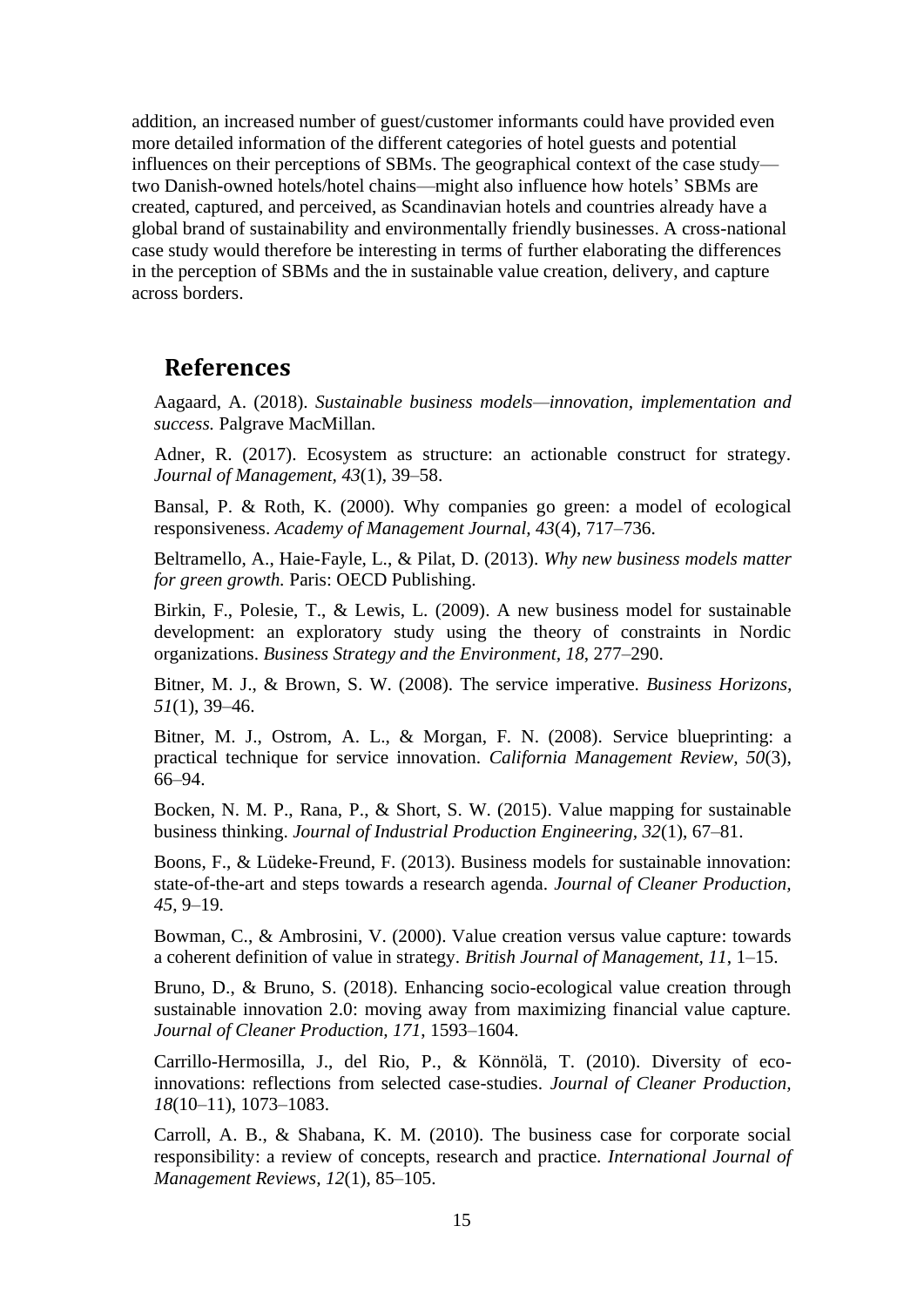addition, an increased number of guest/customer informants could have provided even more detailed information of the different categories of hotel guests and potential influences on their perceptions of SBMs. The geographical context of the case study—two Danish-owned hotels/hotel chains—might also influence how hotels' SBMs are created, captured, and perceived, as Scandinavian hotels and countries already have a global brand of sustainability and environmentally friendly businesses. A cross-national case study would therefore be interesting in terms of further elaborating the differences in the perception of SBMs and the in sustainable value creation, delivery, and capture across borders.

## References

Aagaard, A. (2018). *Sustainable business models—innovation, implementation and success.* Palgrave MacMillan.

Adner, R. (2017). Ecosystem as structure: an actionable construct for strategy. *Journal of Management, 43*(1), 39–58.

Bansal, P. & Roth, K. (2000). Why companies go green: a model of ecological responsiveness. *Academy of Management Journal, 43*(4), 717–736.

Beltramello, A., Haie-Fayle, L., & Pilat, D. (2013). *Why new business models matter for green growth.* Paris: OECD Publishing.

Birkin, F., Polesie, T., & Lewis, L. (2009). A new business model for sustainable development: an exploratory study using the theory of constraints in Nordic organizations. *Business Strategy and the Environment, 18*, 277–290.

Bitner, M. J., & Brown, S. W. (2008). The service imperative. *Business Horizons, 51*(1), 39–46.

Bitner, M. J., Ostrom, A. L., & Morgan, F. N. (2008). Service blueprinting: a practical technique for service innovation. *California Management Review, 50*(3), 66–94.

Bocken, N. M. P., Rana, P., & Short, S. W. (2015). Value mapping for sustainable business thinking. *Journal of Industrial Production Engineering, 32*(1), 67–81.

Boons, F., & Lüdeke-Freund, F. (2013). Business models for sustainable innovation: state-of-the-art and steps towards a research agenda. *Journal of Cleaner Production, 45*, 9–19.

Bowman, C., & Ambrosini, V. (2000). Value creation versus value capture: towards a coherent definition of value in strategy. *British Journal of Management, 11*, 1–15.

Bruno, D., & Bruno, S. (2018). Enhancing socio-ecological value creation through sustainable innovation 2.0: moving away from maximizing financial value capture. *Journal of Cleaner Production, 171*, 1593–1604.

Carrillo-Hermosilla, J., del Rio, P., & Könnölä, T. (2010). Diversity of eco-innovations: reflections from selected case-studies. *Journal of Cleaner Production, 18*(10–11), 1073–1083.

Carroll, A. B., & Shabana, K. M. (2010). The business case for corporate social responsibility: a review of concepts, research and practice. *International Journal of Management Reviews, 12*(1), 85–105.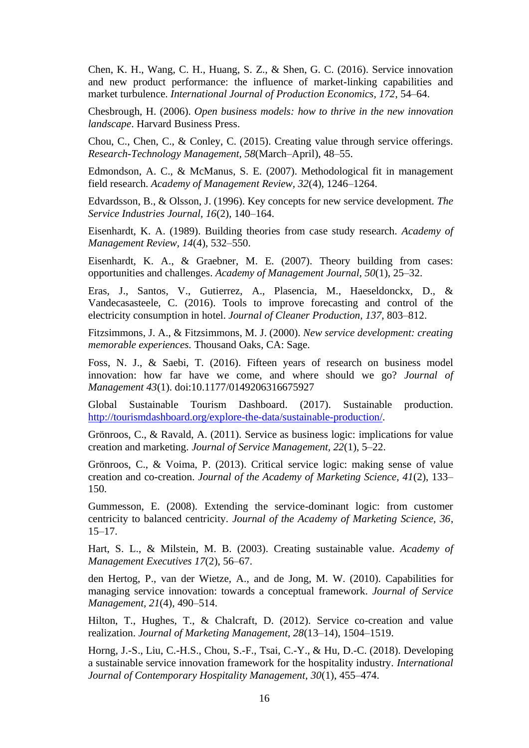Chen, K. H., Wang, C. H., Huang, S. Z., & Shen, G. C. (2016). Service innovation and new product performance: the influence of market-linking capabilities and market turbulence. *International Journal of Production Economics*, *172*, 54–64.

Chesbrough, H. (2006). *Open business models: how to thrive in the new innovation landscape*. Harvard Business Press.

Chou, C., Chen, C., & Conley, C. (2015). Creating value through service offerings. *Research-Technology Management*, *58*(March–April), 48–55.

Edmondson, A. C., & McManus, S. E. (2007). Methodological fit in management field research. *Academy of Management Review*, *32*(4), 1246–1264.

Edvardsson, B., & Olsson, J. (1996). Key concepts for new service development. *The Service Industries Journal*, *16*(2), 140–164.

Eisenhardt, K. A. (1989). Building theories from case study research. *Academy of Management Review*, *14*(4), 532–550.

Eisenhardt, K. A., & Graebner, M. E. (2007). Theory building from cases: opportunities and challenges. *Academy of Management Journal*, *50*(1), 25–32.

Eras, J., Santos, V., Gutierrez, A., Plasencia, M., Haeseldonckx, D., & Vandecasasteele, C. (2016). Tools to improve forecasting and control of the electricity consumption in hotel. *Journal of Cleaner Production*, *137*, 803–812.

Fitzsimmons, J. A., & Fitzsimmons, M. J. (2000). *New service development: creating memorable experiences.* Thousand Oaks, CA: Sage.

Foss, N. J., & Saebi, T. (2016). Fifteen years of research on business model innovation: how far have we come, and where should we go? *Journal of Management 43*(1). doi:10.1177/0149206316675927

Global Sustainable Tourism Dashboard. (2017). Sustainable production. http://tourismdashboard.org/explore-the-data/sustainable-production/.

Grönroos, C., & Ravald, A. (2011). Service as business logic: implications for value creation and marketing. *Journal of Service Management*, *22*(1), 5–22.

Grönroos, C., & Voima, P. (2013). Critical service logic: making sense of value creation and co-creation. *Journal of the Academy of Marketing Science*, *41*(2), 133–150.

Gummesson, E. (2008). Extending the service-dominant logic: from customer centricity to balanced centricity. *Journal of the Academy of Marketing Science*, *36*, 15–17.

Hart, S. L., & Milstein, M. B. (2003). Creating sustainable value. *Academy of Management Executives 17*(2), 56–67.

den Hertog, P., van der Wietze, A., and de Jong, M. W. (2010). Capabilities for managing service innovation: towards a conceptual framework. *Journal of Service Management*, *21*(4), 490–514.

Hilton, T., Hughes, T., & Chalcraft, D. (2012). Service co-creation and value realization. *Journal of Marketing Management*, *28*(13–14), 1504–1519.

Horng, J.-S., Liu, C.-H.S., Chou, S.-F., Tsai, C.-Y., & Hu, D.-C. (2018). Developing a sustainable service innovation framework for the hospitality industry. *International Journal of Contemporary Hospitality Management*, *30*(1), 455–474.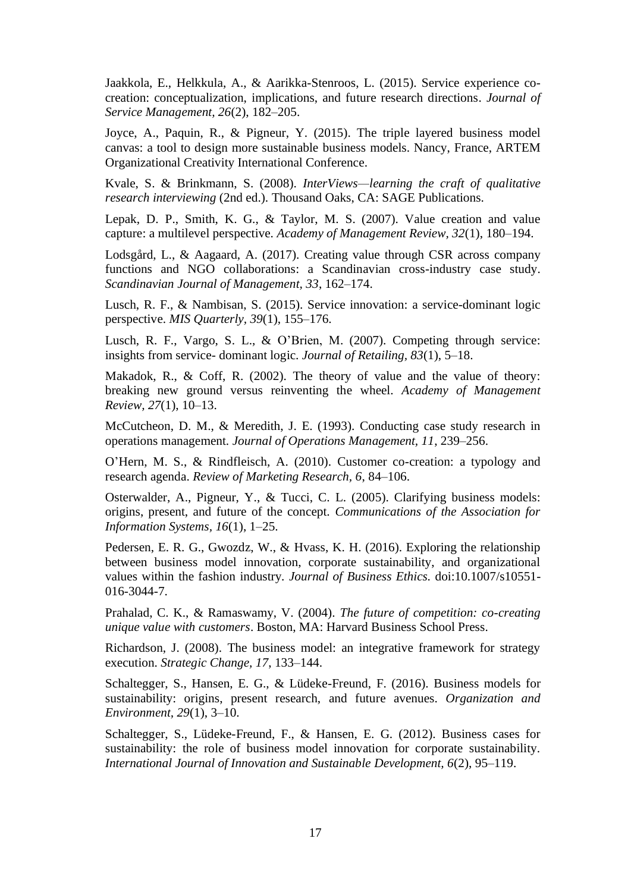Jaakkola, E., Helkkula, A., & Aarikka-Stenroos, L. (2015). Service experience co-creation: conceptualization, implications, and future research directions. *Journal of Service Management, 26*(2), 182–205.

Joyce, A., Paquin, R., & Pigneur, Y. (2015). The triple layered business model canvas: a tool to design more sustainable business models. Nancy, France, ARTEM Organizational Creativity International Conference.

Kvale, S. & Brinkmann, S. (2008). *InterViews—learning the craft of qualitative research interviewing* (2nd ed.). Thousand Oaks, CA: SAGE Publications.

Lepak, D. P., Smith, K. G., & Taylor, M. S. (2007). Value creation and value capture: a multilevel perspective. *Academy of Management Review, 32*(1), 180–194.

Lodsgård, L., & Aagaard, A. (2017). Creating value through CSR across company functions and NGO collaborations: a Scandinavian cross-industry case study. *Scandinavian Journal of Management, 33*, 162–174.

Lusch, R. F., & Nambisan, S. (2015). Service innovation: a service-dominant logic perspective. *MIS Quarterly, 39*(1), 155–176.

Lusch, R. F., Vargo, S. L., & O'Brien, M. (2007). Competing through service: insights from service- dominant logic. *Journal of Retailing, 83*(1), 5–18.

Makadok, R., & Coff, R. (2002). The theory of value and the value of theory: breaking new ground versus reinventing the wheel. *Academy of Management Review, 27*(1), 10–13.

McCutcheon, D. M., & Meredith, J. E. (1993). Conducting case study research in operations management. *Journal of Operations Management, 11*, 239–256.

O'Hern, M. S., & Rindfleisch, A. (2010). Customer co-creation: a typology and research agenda. *Review of Marketing Research, 6*, 84–106.

Osterwalder, A., Pigneur, Y., & Tucci, C. L. (2005). Clarifying business models: origins, present, and future of the concept. *Communications of the Association for Information Systems, 16*(1), 1–25.

Pedersen, E. R. G., Gwozdz, W., & Hvass, K. H. (2016). Exploring the relationship between business model innovation, corporate sustainability, and organizational values within the fashion industry. *Journal of Business Ethics.* doi:10.1007/s10551-016-3044-7.

Prahalad, C. K., & Ramaswamy, V. (2004). *The future of competition: co-creating unique value with customers*. Boston, MA: Harvard Business School Press.

Richardson, J. (2008). The business model: an integrative framework for strategy execution. *Strategic Change, 17*, 133–144.

Schaltegger, S., Hansen, E. G., & Lüdeke-Freund, F. (2016). Business models for sustainability: origins, present research, and future avenues. *Organization and Environment, 29*(1), 3–10.

Schaltegger, S., Lüdeke-Freund, F., & Hansen, E. G. (2012). Business cases for sustainability: the role of business model innovation for corporate sustainability. *International Journal of Innovation and Sustainable Development, 6*(2), 95–119.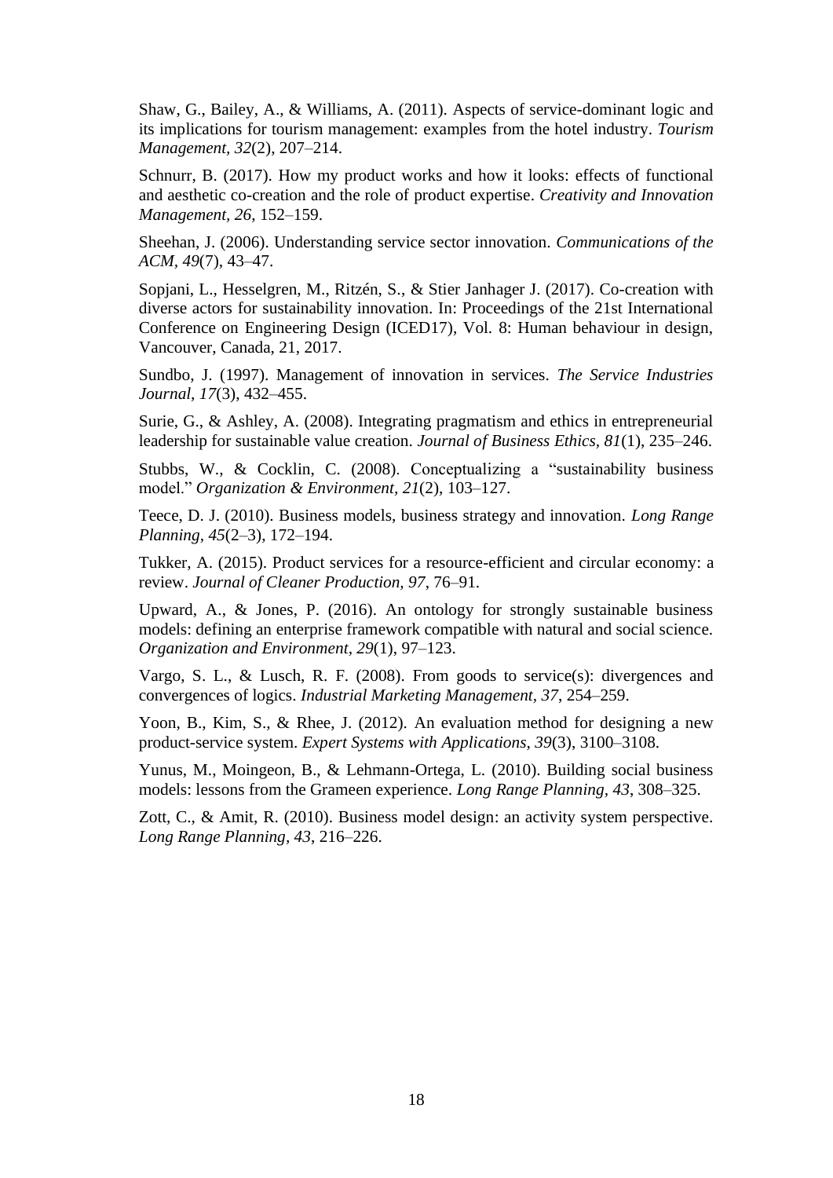Shaw, G., Bailey, A., & Williams, A. (2011). Aspects of service-dominant logic and its implications for tourism management: examples from the hotel industry. *Tourism Management, 32*(2), 207–214.

Schnurr, B. (2017). How my product works and how it looks: effects of functional and aesthetic co-creation and the role of product expertise. *Creativity and Innovation Management, 26*, 152–159.

Sheehan, J. (2006). Understanding service sector innovation. *Communications of the ACM, 49*(7), 43–47.

Sopjani, L., Hesselgren, M., Ritzén, S., & Stier Janhager J. (2017). Co-creation with diverse actors for sustainability innovation. In: Proceedings of the 21st International Conference on Engineering Design (ICED17), Vol. 8: Human behaviour in design, Vancouver, Canada, 21, 2017.

Sundbo, J. (1997). Management of innovation in services. *The Service Industries Journal, 17*(3), 432–455.

Surie, G., & Ashley, A. (2008). Integrating pragmatism and ethics in entrepreneurial leadership for sustainable value creation. *Journal of Business Ethics, 81*(1), 235–246.

Stubbs, W., & Cocklin, C. (2008). Conceptualizing a "sustainability business model." *Organization & Environment, 21*(2), 103–127.

Teece, D. J. (2010). Business models, business strategy and innovation. *Long Range Planning, 45*(2–3), 172–194.

Tukker, A. (2015). Product services for a resource-efficient and circular economy: a review. *Journal of Cleaner Production, 97*, 76–91.

Upward, A., & Jones, P. (2016). An ontology for strongly sustainable business models: defining an enterprise framework compatible with natural and social science. *Organization and Environment, 29*(1), 97–123.

Vargo, S. L., & Lusch, R. F. (2008). From goods to service(s): divergences and convergences of logics. *Industrial Marketing Management, 37*, 254–259.

Yoon, B., Kim, S., & Rhee, J. (2012). An evaluation method for designing a new product-service system. *Expert Systems with Applications, 39*(3), 3100–3108.

Yunus, M., Moingeon, B., & Lehmann-Ortega, L. (2010). Building social business models: lessons from the Grameen experience. *Long Range Planning, 43*, 308–325.

Zott, C., & Amit, R. (2010). Business model design: an activity system perspective. *Long Range Planning, 43*, 216–226.